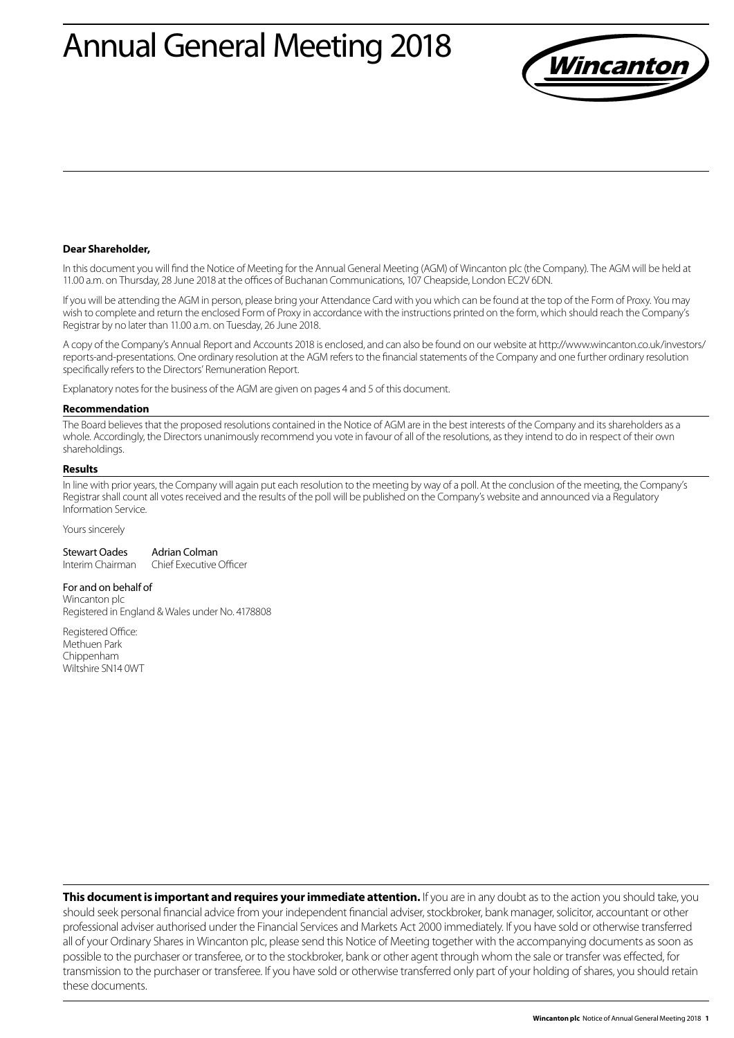# Annual General Meeting 2018

Wincanton

**Dear Shareholder,**

In this document you will find the Notice of Meeting for the Annual General Meeting (AGM) of Wincanton plc (the Company). The AGM will be held at 11.00 a.m. on Thursday, 28 June 2018 at the offices of Buchanan Communications, 107 Cheapside, London EC2V 6DN.

If you will be attending the AGM in person, please bring your Attendance Card with you which can be found at the top of the Form of Proxy. You may wish to complete and return the enclosed Form of Proxy in accordance with the instructions printed on the form, which should reach the Company's Registrar by no later than 11.00 a.m. on Tuesday, 26 June 2018.

A copy of the Company's Annual Report and Accounts 2018 is enclosed, and can also be found on our website at http://www.wincanton.co.uk/investors/reports-and-presentations. One ordinary resolution at the AGM refers to the financial statements of the Company and one further ordinary resolution specifically refers to the Directors' Remuneration Report.

Explanatory notes for the business of the AGM are given on pages 4 and 5 of this document.

**Recommendation**

The Board believes that the proposed resolutions contained in the Notice of AGM are in the best interests of the Company and its shareholders as a whole. Accordingly, the Directors unanimously recommend you vote in favour of all of the resolutions, as they intend to do in respect of their own shareholdings.

**Results**

In line with prior years, the Company will again put each resolution to the meeting by way of a poll. At the conclusion of the meeting, the Company's Registrar shall count all votes received and the results of the poll will be published on the Company's website and announced via a Regulatory Information Service.

Yours sincerely

Stewart Oades
Interim Chairman

Adrian Colman
Chief Executive Officer

For and on behalf of
Wincanton plc
Registered in England & Wales under No. 4178808

Registered Office:
Methuen Park
Chippenham
Wiltshire SN14 0WT

**This document is important and requires your immediate attention.** If you are in any doubt as to the action you should take, you should seek personal financial advice from your independent financial adviser, stockbroker, bank manager, solicitor, accountant or other professional adviser authorised under the Financial Services and Markets Act 2000 immediately. If you have sold or otherwise transferred all of your Ordinary Shares in Wincanton plc, please send this Notice of Meeting together with the accompanying documents as soon as possible to the purchaser or transferee, or to the stockbroker, bank or other agent through whom the sale or transfer was effected, for transmission to the purchaser or transferee. If you have sold or otherwise transferred only part of your holding of shares, you should retain these documents.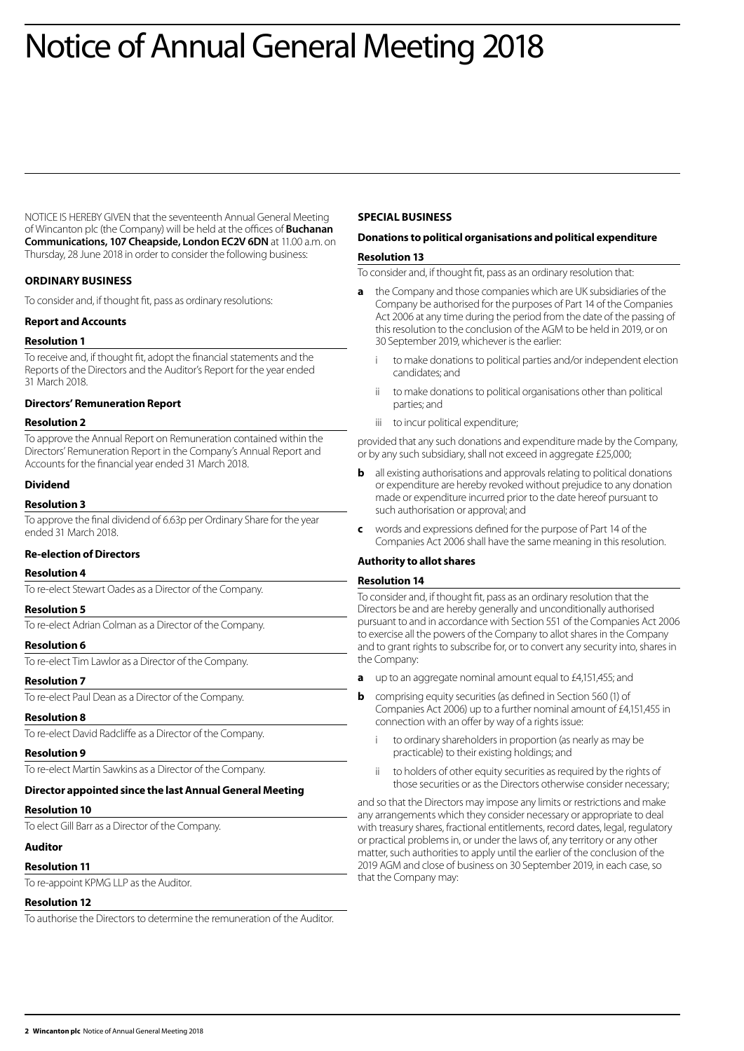# Notice of Annual General Meeting 2018

NOTICE IS HEREBY GIVEN that the seventeenth Annual General Meeting of Wincanton plc (the Company) will be held at the offices of **Buchanan Communications, 107 Cheapside, London EC2V 6DN** at 11.00 a.m. on Thursday, 28 June 2018 in order to consider the following business:

## ORDINARY BUSINESS

To consider and, if thought fit, pass as ordinary resolutions:

### Report and Accounts

#### Resolution 1

To receive and, if thought fit, adopt the financial statements and the Reports of the Directors and the Auditor's Report for the year ended 31 March 2018.

### Directors' Remuneration Report

#### Resolution 2

To approve the Annual Report on Remuneration contained within the Directors' Remuneration Report in the Company's Annual Report and Accounts for the financial year ended 31 March 2018.

### Dividend

#### Resolution 3

To approve the final dividend of 6.63p per Ordinary Share for the year ended 31 March 2018.

### Re-election of Directors

#### Resolution 4

To re-elect Stewart Oades as a Director of the Company.

#### Resolution 5

To re-elect Adrian Colman as a Director of the Company.

#### Resolution 6

To re-elect Tim Lawlor as a Director of the Company.

#### Resolution 7

To re-elect Paul Dean as a Director of the Company.

#### Resolution 8

To re-elect David Radcliffe as a Director of the Company.

#### Resolution 9

To re-elect Martin Sawkins as a Director of the Company.

### Director appointed since the last Annual General Meeting

#### Resolution 10

To elect Gill Barr as a Director of the Company.

### Auditor

#### Resolution 11

To re-appoint KPMG LLP as the Auditor.

#### Resolution 12

To authorise the Directors to determine the remuneration of the Auditor.

## SPECIAL BUSINESS

### Donations to political organisations and political expenditure

#### Resolution 13

To consider and, if thought fit, pass as an ordinary resolution that:

**a** the Company and those companies which are UK subsidiaries of the Company be authorised for the purposes of Part 14 of the Companies Act 2006 at any time during the period from the date of the passing of this resolution to the conclusion of the AGM to be held in 2019, or on 30 September 2019, whichever is the earlier:

- i to make donations to political parties and/or independent election candidates; and
- ii to make donations to political organisations other than political parties; and
- iii to incur political expenditure;

provided that any such donations and expenditure made by the Company, or by any such subsidiary, shall not exceed in aggregate £25,000;

**b** all existing authorisations and approvals relating to political donations or expenditure are hereby revoked without prejudice to any donation made or expenditure incurred prior to the date hereof pursuant to such authorisation or approval; and

**c** words and expressions defined for the purpose of Part 14 of the Companies Act 2006 shall have the same meaning in this resolution.

### Authority to allot shares

#### Resolution 14

To consider and, if thought fit, pass as an ordinary resolution that the Directors be and are hereby generally and unconditionally authorised pursuant to and in accordance with Section 551 of the Companies Act 2006 to exercise all the powers of the Company to allot shares in the Company and to grant rights to subscribe for, or to convert any security into, shares in the Company:

**a** up to an aggregate nominal amount equal to £4,151,455; and

**b** comprising equity securities (as defined in Section 560 (1) of Companies Act 2006) up to a further nominal amount of £4,151,455 in connection with an offer by way of a rights issue:

- i to ordinary shareholders in proportion (as nearly as may be practicable) to their existing holdings; and
- ii to holders of other equity securities as required by the rights of those securities or as the Directors otherwise consider necessary;

and so that the Directors may impose any limits or restrictions and make any arrangements which they consider necessary or appropriate to deal with treasury shares, fractional entitlements, record dates, legal, regulatory or practical problems in, or under the laws of, any territory or any other matter, such authorities to apply until the earlier of the conclusion of the 2019 AGM and close of business on 30 September 2019, in each case, so that the Company may: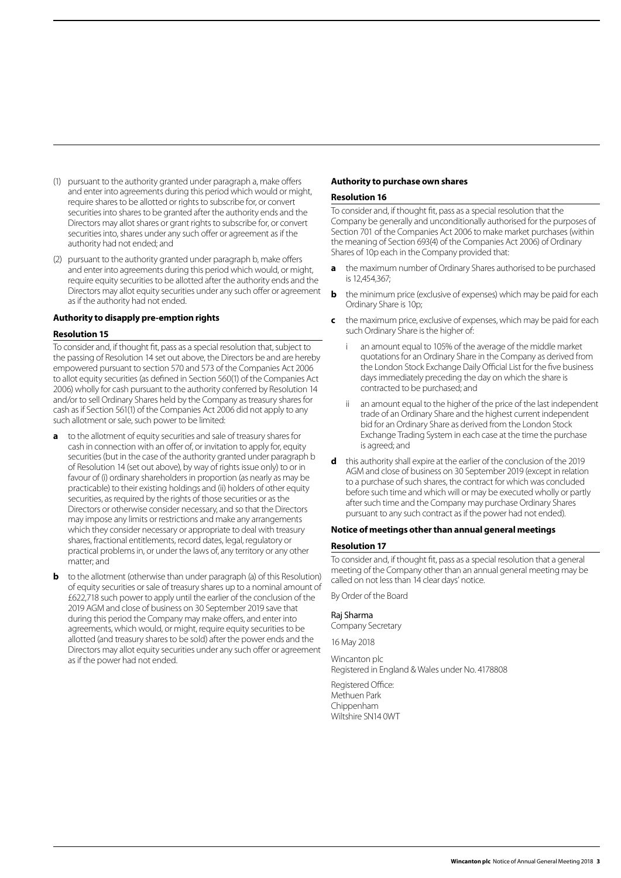(1) pursuant to the authority granted under paragraph a, make offers and enter into agreements during this period which would or might, require shares to be allotted or rights to subscribe for, or convert securities into shares to be granted after the authority ends and the Directors may allot shares or grant rights to subscribe for, or convert securities into, shares under any such offer or agreement as if the authority had not ended; and

(2) pursuant to the authority granted under paragraph b, make offers and enter into agreements during this period which would, or might, require equity securities to be allotted after the authority ends and the Directors may allot equity securities under any such offer or agreement as if the authority had not ended.

### Authority to disapply pre-emption rights

#### Resolution 15

To consider and, if thought fit, pass as a special resolution that, subject to the passing of Resolution 14 set out above, the Directors be and are hereby empowered pursuant to section 570 and 573 of the Companies Act 2006 to allot equity securities (as defined in Section 560(1) of the Companies Act 2006) wholly for cash pursuant to the authority conferred by Resolution 14 and/or to sell Ordinary Shares held by the Company as treasury shares for cash as if Section 561(1) of the Companies Act 2006 did not apply to any such allotment or sale, such power to be limited:

- **a** to the allotment of equity securities and sale of treasury shares for cash in connection with an offer of, or invitation to apply for, equity securities (but in the case of the authority granted under paragraph b of Resolution 14 (set out above), by way of rights issue only) to or in favour of (i) ordinary shareholders in proportion (as nearly as may be practicable) to their existing holdings and (ii) holders of other equity securities, as required by the rights of those securities or as the Directors or otherwise consider necessary, and so that the Directors may impose any limits or restrictions and make any arrangements which they consider necessary or appropriate to deal with treasury shares, fractional entitlements, record dates, legal, regulatory or practical problems in, or under the laws of, any territory or any other matter; and
- **b** to the allotment (otherwise than under paragraph (a) of this Resolution) of equity securities or sale of treasury shares up to a nominal amount of £622,718 such power to apply until the earlier of the conclusion of the 2019 AGM and close of business on 30 September 2019 save that during this period the Company may make offers, and enter into agreements, which would, or might, require equity securities to be allotted (and treasury shares to be sold) after the power ends and the Directors may allot equity securities under any such offer or agreement as if the power had not ended.

### Authority to purchase own shares

#### Resolution 16

To consider and, if thought fit, pass as a special resolution that the Company be generally and unconditionally authorised for the purposes of Section 701 of the Companies Act 2006 to make market purchases (within the meaning of Section 693(4) of the Companies Act 2006) of Ordinary Shares of 10p each in the Company provided that:

- **a** the maximum number of Ordinary Shares authorised to be purchased is 12,454,367;
- **b** the minimum price (exclusive of expenses) which may be paid for each Ordinary Share is 10p;
- **c** the maximum price, exclusive of expenses, which may be paid for each such Ordinary Share is the higher of:
  - i an amount equal to 105% of the average of the middle market quotations for an Ordinary Share in the Company as derived from the London Stock Exchange Daily Official List for the five business days immediately preceding the day on which the share is contracted to be purchased; and
  - ii an amount equal to the higher of the price of the last independent trade of an Ordinary Share and the highest current independent bid for an Ordinary Share as derived from the London Stock Exchange Trading System in each case at the time the purchase is agreed; and
- **d** this authority shall expire at the earlier of the conclusion of the 2019 AGM and close of business on 30 September 2019 (except in relation to a purchase of such shares, the contract for which was concluded before such time and which will or may be executed wholly or partly after such time and the Company may purchase Ordinary Shares pursuant to any such contract as if the power had not ended).

### Notice of meetings other than annual general meetings

#### Resolution 17

To consider and, if thought fit, pass as a special resolution that a general meeting of the Company other than an annual general meeting may be called on not less than 14 clear days' notice.

By Order of the Board

Raj Sharma
Company Secretary

16 May 2018

Wincanton plc
Registered in England & Wales under No. 4178808

Registered Office:
Methuen Park
Chippenham
Wiltshire SN14 0WT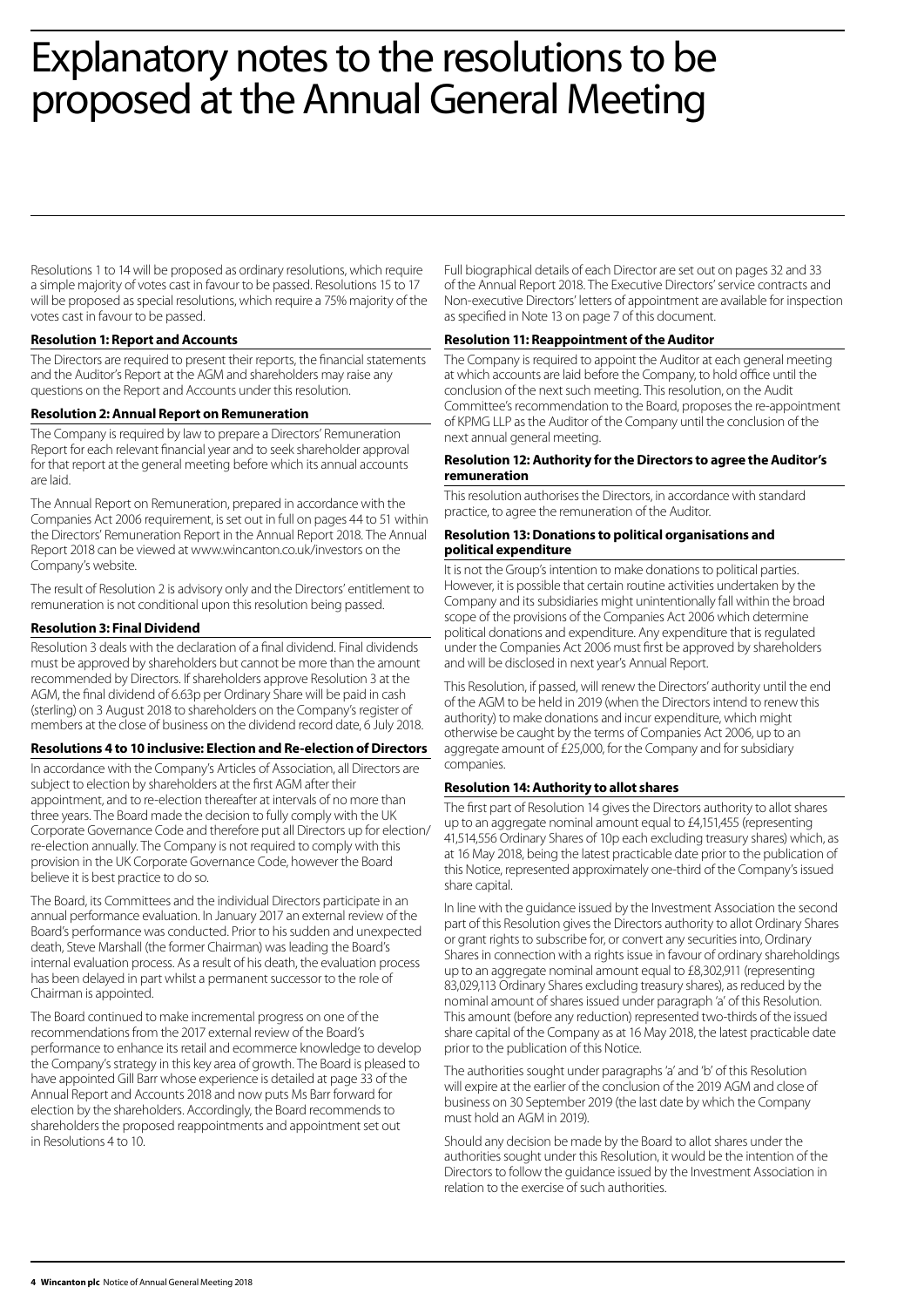# Explanatory notes to the resolutions to be proposed at the Annual General Meeting

Resolutions 1 to 14 will be proposed as ordinary resolutions, which require a simple majority of votes cast in favour to be passed. Resolutions 15 to 17 will be proposed as special resolutions, which require a 75% majority of the votes cast in favour to be passed.

### Resolution 1: Report and Accounts

The Directors are required to present their reports, the financial statements and the Auditor's Report at the AGM and shareholders may raise any questions on the Report and Accounts under this resolution.

### Resolution 2: Annual Report on Remuneration

The Company is required by law to prepare a Directors' Remuneration Report for each relevant financial year and to seek shareholder approval for that report at the general meeting before which its annual accounts are laid.

The Annual Report on Remuneration, prepared in accordance with the Companies Act 2006 requirement, is set out in full on pages 44 to 51 within the Directors' Remuneration Report in the Annual Report 2018. The Annual Report 2018 can be viewed at www.wincanton.co.uk/investors on the Company's website.

The result of Resolution 2 is advisory only and the Directors' entitlement to remuneration is not conditional upon this resolution being passed.

### Resolution 3: Final Dividend

Resolution 3 deals with the declaration of a final dividend. Final dividends must be approved by shareholders but cannot be more than the amount recommended by Directors. If shareholders approve Resolution 3 at the AGM, the final dividend of 6.63p per Ordinary Share will be paid in cash (sterling) on 3 August 2018 to shareholders on the Company's register of members at the close of business on the dividend record date, 6 July 2018.

### Resolutions 4 to 10 inclusive: Election and Re-election of Directors

In accordance with the Company's Articles of Association, all Directors are subject to election by shareholders at the first AGM after their appointment, and to re-election thereafter at intervals of no more than three years. The Board made the decision to fully comply with the UK Corporate Governance Code and therefore put all Directors up for election/re-election annually. The Company is not required to comply with this provision in the UK Corporate Governance Code, however the Board believe it is best practice to do so.

The Board, its Committees and the individual Directors participate in an annual performance evaluation. In January 2017 an external review of the Board's performance was conducted. Prior to his sudden and unexpected death, Steve Marshall (the former Chairman) was leading the Board's internal evaluation process. As a result of his death, the evaluation process has been delayed in part whilst a permanent successor to the role of Chairman is appointed.

The Board continued to make incremental progress on one of the recommendations from the 2017 external review of the Board's performance to enhance its retail and ecommerce knowledge to develop the Company's strategy in this key area of growth. The Board is pleased to have appointed Gill Barr whose experience is detailed at page 33 of the Annual Report and Accounts 2018 and now puts Ms Barr forward for election by the shareholders. Accordingly, the Board recommends to shareholders the proposed reappointments and appointment set out in Resolutions 4 to 10.

Full biographical details of each Director are set out on pages 32 and 33 of the Annual Report 2018. The Executive Directors' service contracts and Non-executive Directors' letters of appointment are available for inspection as specified in Note 13 on page 7 of this document.

### Resolution 11: Reappointment of the Auditor

The Company is required to appoint the Auditor at each general meeting at which accounts are laid before the Company, to hold office until the conclusion of the next such meeting. This resolution, on the Audit Committee's recommendation to the Board, proposes the re-appointment of KPMG LLP as the Auditor of the Company until the conclusion of the next annual general meeting.

### Resolution 12: Authority for the Directors to agree the Auditor's remuneration

This resolution authorises the Directors, in accordance with standard practice, to agree the remuneration of the Auditor.

### Resolution 13: Donations to political organisations and political expenditure

It is not the Group's intention to make donations to political parties. However, it is possible that certain routine activities undertaken by the Company and its subsidiaries might unintentionally fall within the broad scope of the provisions of the Companies Act 2006 which determine political donations and expenditure. Any expenditure that is regulated under the Companies Act 2006 must first be approved by shareholders and will be disclosed in next year's Annual Report.

This Resolution, if passed, will renew the Directors' authority until the end of the AGM to be held in 2019 (when the Directors intend to renew this authority) to make donations and incur expenditure, which might otherwise be caught by the terms of Companies Act 2006, up to an aggregate amount of £25,000, for the Company and for subsidiary companies.

### Resolution 14: Authority to allot shares

The first part of Resolution 14 gives the Directors authority to allot shares up to an aggregate nominal amount equal to £4,151,455 (representing 41,514,556 Ordinary Shares of 10p each excluding treasury shares) which, as at 16 May 2018, being the latest practicable date prior to the publication of this Notice, represented approximately one-third of the Company's issued share capital.

In line with the guidance issued by the Investment Association the second part of this Resolution gives the Directors authority to allot Ordinary Shares or grant rights to subscribe for, or convert any securities into, Ordinary Shares in connection with a rights issue in favour of ordinary shareholdings up to an aggregate nominal amount equal to £8,302,911 (representing 83,029,113 Ordinary Shares excluding treasury shares), as reduced by the nominal amount of shares issued under paragraph 'a' of this Resolution. This amount (before any reduction) represented two-thirds of the issued share capital of the Company as at 16 May 2018, the latest practicable date prior to the publication of this Notice.

The authorities sought under paragraphs 'a' and 'b' of this Resolution will expire at the earlier of the conclusion of the 2019 AGM and close of business on 30 September 2019 (the last date by which the Company must hold an AGM in 2019).

Should any decision be made by the Board to allot shares under the authorities sought under this Resolution, it would be the intention of the Directors to follow the guidance issued by the Investment Association in relation to the exercise of such authorities.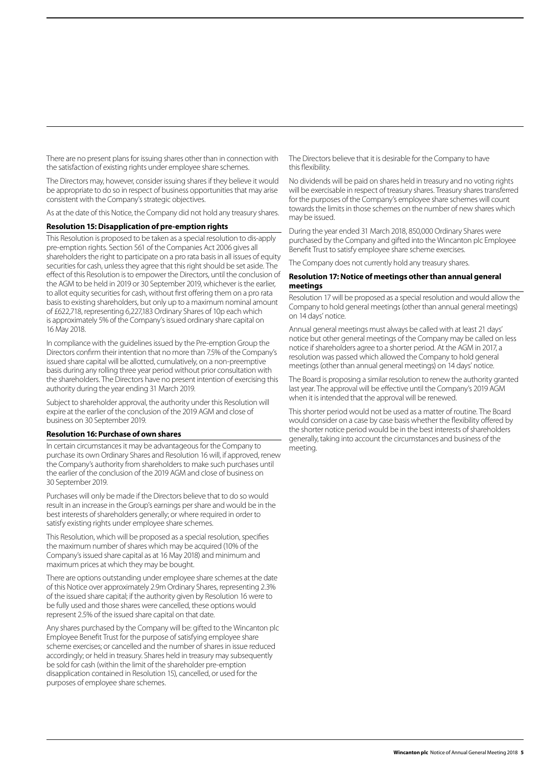There are no present plans for issuing shares other than in connection with the satisfaction of existing rights under employee share schemes.

The Directors may, however, consider issuing shares if they believe it would be appropriate to do so in respect of business opportunities that may arise consistent with the Company's strategic objectives.

As at the date of this Notice, the Company did not hold any treasury shares.

### Resolution 15: Disapplication of pre-emption rights

This Resolution is proposed to be taken as a special resolution to dis-apply pre-emption rights. Section 561 of the Companies Act 2006 gives all shareholders the right to participate on a pro rata basis in all issues of equity securities for cash, unless they agree that this right should be set aside. The effect of this Resolution is to empower the Directors, until the conclusion of the AGM to be held in 2019 or 30 September 2019, whichever is the earlier, to allot equity securities for cash, without first offering them on a pro rata basis to existing shareholders, but only up to a maximum nominal amount of £622,718, representing 6,227,183 Ordinary Shares of 10p each which is approximately 5% of the Company's issued ordinary share capital on 16 May 2018.

In compliance with the guidelines issued by the Pre-emption Group the Directors confirm their intention that no more than 7.5% of the Company's issued share capital will be allotted, cumulatively, on a non-preemptive basis during any rolling three year period without prior consultation with the shareholders. The Directors have no present intention of exercising this authority during the year ending 31 March 2019.

Subject to shareholder approval, the authority under this Resolution will expire at the earlier of the conclusion of the 2019 AGM and close of business on 30 September 2019.

### Resolution 16: Purchase of own shares

In certain circumstances it may be advantageous for the Company to purchase its own Ordinary Shares and Resolution 16 will, if approved, renew the Company's authority from shareholders to make such purchases until the earlier of the conclusion of the 2019 AGM and close of business on 30 September 2019.

Purchases will only be made if the Directors believe that to do so would result in an increase in the Group's earnings per share and would be in the best interests of shareholders generally; or where required in order to satisfy existing rights under employee share schemes.

This Resolution, which will be proposed as a special resolution, specifies the maximum number of shares which may be acquired (10% of the Company's issued share capital as at 16 May 2018) and minimum and maximum prices at which they may be bought.

There are options outstanding under employee share schemes at the date of this Notice over approximately 2.9m Ordinary Shares, representing 2.3% of the issued share capital; if the authority given by Resolution 16 were to be fully used and those shares were cancelled, these options would represent 2.5% of the issued share capital on that date.

Any shares purchased by the Company will be: gifted to the Wincanton plc Employee Benefit Trust for the purpose of satisfying employee share scheme exercises; or cancelled and the number of shares in issue reduced accordingly; or held in treasury. Shares held in treasury may subsequently be sold for cash (within the limit of the shareholder pre-emption disapplication contained in Resolution 15), cancelled, or used for the purposes of employee share schemes.

The Directors believe that it is desirable for the Company to have this flexibility.

No dividends will be paid on shares held in treasury and no voting rights will be exercisable in respect of treasury shares. Treasury shares transferred for the purposes of the Company's employee share schemes will count towards the limits in those schemes on the number of new shares which may be issued.

During the year ended 31 March 2018, 850,000 Ordinary Shares were purchased by the Company and gifted into the Wincanton plc Employee Benefit Trust to satisfy employee share scheme exercises.

The Company does not currently hold any treasury shares.

### Resolution 17: Notice of meetings other than annual general meetings

Resolution 17 will be proposed as a special resolution and would allow the Company to hold general meetings (other than annual general meetings) on 14 days' notice.

Annual general meetings must always be called with at least 21 days' notice but other general meetings of the Company may be called on less notice if shareholders agree to a shorter period. At the AGM in 2017, a resolution was passed which allowed the Company to hold general meetings (other than annual general meetings) on 14 days' notice.

The Board is proposing a similar resolution to renew the authority granted last year. The approval will be effective until the Company's 2019 AGM when it is intended that the approval will be renewed.

This shorter period would not be used as a matter of routine. The Board would consider on a case by case basis whether the flexibility offered by the shorter notice period would be in the best interests of shareholders generally, taking into account the circumstances and business of the meeting.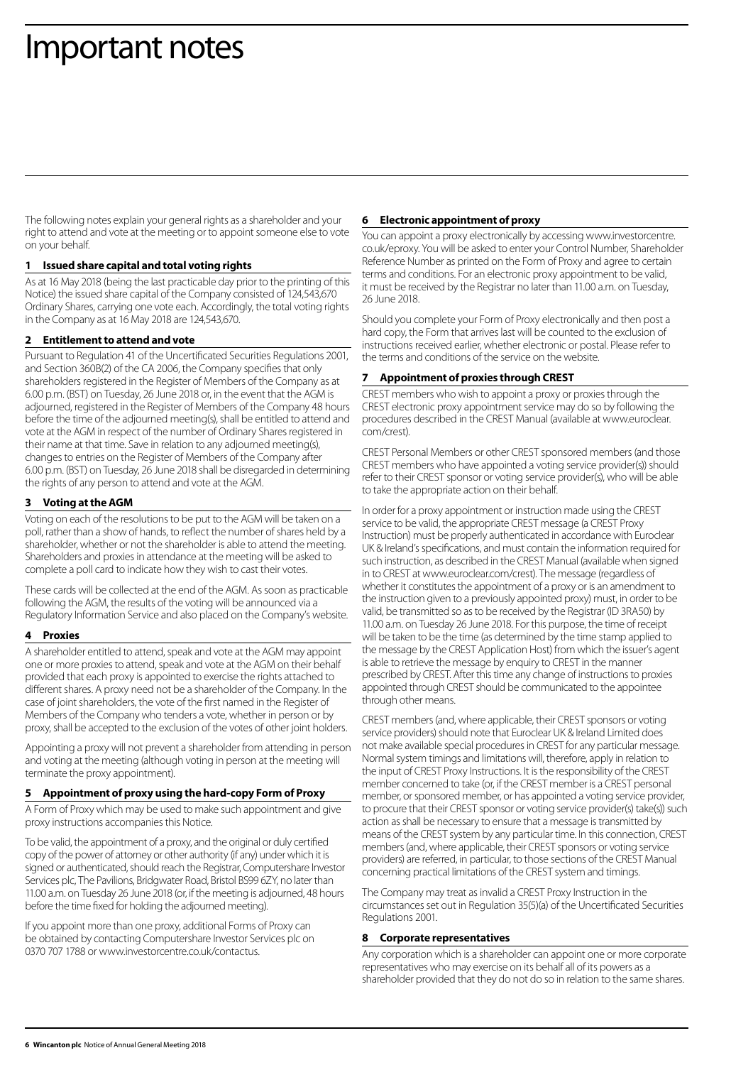# Important notes

The following notes explain your general rights as a shareholder and your right to attend and vote at the meeting or to appoint someone else to vote on your behalf.

## 1 Issued share capital and total voting rights

As at 16 May 2018 (being the last practicable day prior to the printing of this Notice) the issued share capital of the Company consisted of 124,543,670 Ordinary Shares, carrying one vote each. Accordingly, the total voting rights in the Company as at 16 May 2018 are 124,543,670.

## 2 Entitlement to attend and vote

Pursuant to Regulation 41 of the Uncertificated Securities Regulations 2001, and Section 360B(2) of the CA 2006, the Company specifies that only shareholders registered in the Register of Members of the Company as at 6.00 p.m. (BST) on Tuesday, 26 June 2018 or, in the event that the AGM is adjourned, registered in the Register of Members of the Company 48 hours before the time of the adjourned meeting(s), shall be entitled to attend and vote at the AGM in respect of the number of Ordinary Shares registered in their name at that time. Save in relation to any adjourned meeting(s), changes to entries on the Register of Members of the Company after 6.00 p.m. (BST) on Tuesday, 26 June 2018 shall be disregarded in determining the rights of any person to attend and vote at the AGM.

## 3 Voting at the AGM

Voting on each of the resolutions to be put to the AGM will be taken on a poll, rather than a show of hands, to reflect the number of shares held by a shareholder, whether or not the shareholder is able to attend the meeting. Shareholders and proxies in attendance at the meeting will be asked to complete a poll card to indicate how they wish to cast their votes.

These cards will be collected at the end of the AGM. As soon as practicable following the AGM, the results of the voting will be announced via a Regulatory Information Service and also placed on the Company's website.

## 4 Proxies

A shareholder entitled to attend, speak and vote at the AGM may appoint one or more proxies to attend, speak and vote at the AGM on their behalf provided that each proxy is appointed to exercise the rights attached to different shares. A proxy need not be a shareholder of the Company. In the case of joint shareholders, the vote of the first named in the Register of Members of the Company who tenders a vote, whether in person or by proxy, shall be accepted to the exclusion of the votes of other joint holders.

Appointing a proxy will not prevent a shareholder from attending in person and voting at the meeting (although voting in person at the meeting will terminate the proxy appointment).

## 5 Appointment of proxy using the hard-copy Form of Proxy

A Form of Proxy which may be used to make such appointment and give proxy instructions accompanies this Notice.

To be valid, the appointment of a proxy, and the original or duly certified copy of the power of attorney or other authority (if any) under which it is signed or authenticated, should reach the Registrar, Computershare Investor Services plc, The Pavilions, Bridgwater Road, Bristol BS99 6ZY, no later than 11.00 a.m. on Tuesday 26 June 2018 (or, if the meeting is adjourned, 48 hours before the time fixed for holding the adjourned meeting).

If you appoint more than one proxy, additional Forms of Proxy can be obtained by contacting Computershare Investor Services plc on 0370 707 1788 or www.investorcentre.co.uk/contactus.

## 6 Electronic appointment of proxy

You can appoint a proxy electronically by accessing www.investorcentre.co.uk/eproxy. You will be asked to enter your Control Number, Shareholder Reference Number as printed on the Form of Proxy and agree to certain terms and conditions. For an electronic proxy appointment to be valid, it must be received by the Registrar no later than 11.00 a.m. on Tuesday, 26 June 2018.

Should you complete your Form of Proxy electronically and then post a hard copy, the Form that arrives last will be counted to the exclusion of instructions received earlier, whether electronic or postal. Please refer to the terms and conditions of the service on the website.

## 7 Appointment of proxies through CREST

CREST members who wish to appoint a proxy or proxies through the CREST electronic proxy appointment service may do so by following the procedures described in the CREST Manual (available at www.euroclear.com/crest).

CREST Personal Members or other CREST sponsored members (and those CREST members who have appointed a voting service provider(s)) should refer to their CREST sponsor or voting service provider(s), who will be able to take the appropriate action on their behalf.

In order for a proxy appointment or instruction made using the CREST service to be valid, the appropriate CREST message (a CREST Proxy Instruction) must be properly authenticated in accordance with Euroclear UK & Ireland's specifications, and must contain the information required for such instruction, as described in the CREST Manual (available when signed in to CREST at www.euroclear.com/crest). The message (regardless of whether it constitutes the appointment of a proxy or is an amendment to the instruction given to a previously appointed proxy) must, in order to be valid, be transmitted so as to be received by the Registrar (ID 3RA50) by 11.00 a.m. on Tuesday 26 June 2018. For this purpose, the time of receipt will be taken to be the time (as determined by the time stamp applied to the message by the CREST Application Host) from which the issuer's agent is able to retrieve the message by enquiry to CREST in the manner prescribed by CREST. After this time any change of instructions to proxies appointed through CREST should be communicated to the appointee through other means.

CREST members (and, where applicable, their CREST sponsors or voting service providers) should note that Euroclear UK & Ireland Limited does not make available special procedures in CREST for any particular message. Normal system timings and limitations will, therefore, apply in relation to the input of CREST Proxy Instructions. It is the responsibility of the CREST member concerned to take (or, if the CREST member is a CREST personal member, or sponsored member, or has appointed a voting service provider, to procure that their CREST sponsor or voting service provider(s) take(s)) such action as shall be necessary to ensure that a message is transmitted by means of the CREST system by any particular time. In this connection, CREST members (and, where applicable, their CREST sponsors or voting service providers) are referred, in particular, to those sections of the CREST Manual concerning practical limitations of the CREST system and timings.

The Company may treat as invalid a CREST Proxy Instruction in the circumstances set out in Regulation 35(5)(a) of the Uncertificated Securities Regulations 2001.

## 8 Corporate representatives

Any corporation which is a shareholder can appoint one or more corporate representatives who may exercise on its behalf all of its powers as a shareholder provided that they do not do so in relation to the same shares.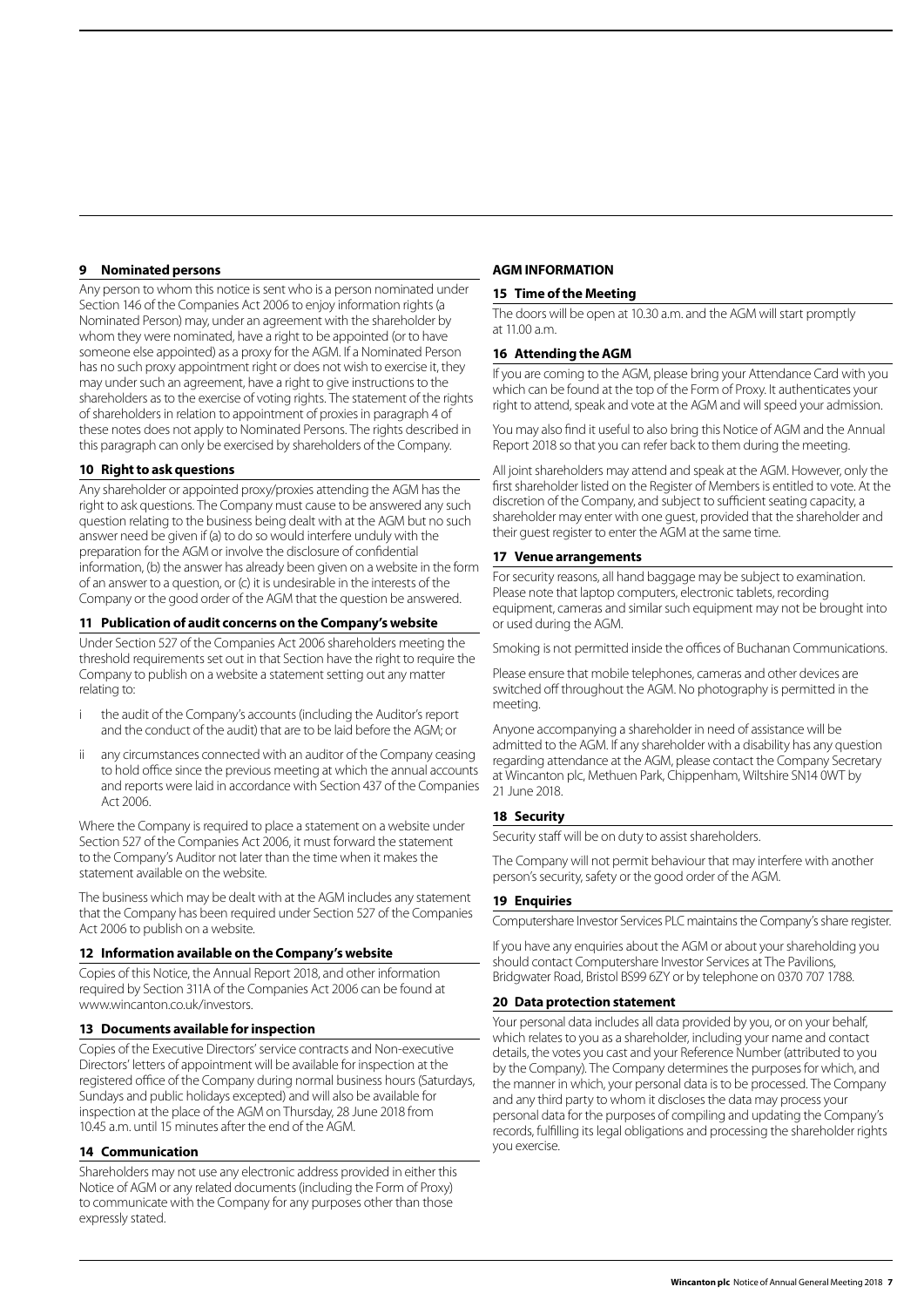### 9 Nominated persons

Any person to whom this notice is sent who is a person nominated under Section 146 of the Companies Act 2006 to enjoy information rights (a Nominated Person) may, under an agreement with the shareholder by whom they were nominated, have a right to be appointed (or to have someone else appointed) as a proxy for the AGM. If a Nominated Person has no such proxy appointment right or does not wish to exercise it, they may under such an agreement, have a right to give instructions to the shareholders as to the exercise of voting rights. The statement of the rights of shareholders in relation to appointment of proxies in paragraph 4 of these notes does not apply to Nominated Persons. The rights described in this paragraph can only be exercised by shareholders of the Company.

### 10 Right to ask questions

Any shareholder or appointed proxy/proxies attending the AGM has the right to ask questions. The Company must cause to be answered any such question relating to the business being dealt with at the AGM but no such answer need be given if (a) to do so would interfere unduly with the preparation for the AGM or involve the disclosure of confidential information, (b) the answer has already been given on a website in the form of an answer to a question, or (c) it is undesirable in the interests of the Company or the good order of the AGM that the question be answered.

### 11 Publication of audit concerns on the Company's website

Under Section 527 of the Companies Act 2006 shareholders meeting the threshold requirements set out in that Section have the right to require the Company to publish on a website a statement setting out any matter relating to:

i the audit of the Company's accounts (including the Auditor's report and the conduct of the audit) that are to be laid before the AGM; or

ii any circumstances connected with an auditor of the Company ceasing to hold office since the previous meeting at which the annual accounts and reports were laid in accordance with Section 437 of the Companies Act 2006.

Where the Company is required to place a statement on a website under Section 527 of the Companies Act 2006, it must forward the statement to the Company's Auditor not later than the time when it makes the statement available on the website.

The business which may be dealt with at the AGM includes any statement that the Company has been required under Section 527 of the Companies Act 2006 to publish on a website.

### 12 Information available on the Company's website

Copies of this Notice, the Annual Report 2018, and other information required by Section 311A of the Companies Act 2006 can be found at www.wincanton.co.uk/investors.

### 13 Documents available for inspection

Copies of the Executive Directors' service contracts and Non-executive Directors' letters of appointment will be available for inspection at the registered office of the Company during normal business hours (Saturdays, Sundays and public holidays excepted) and will also be available for inspection at the place of the AGM on Thursday, 28 June 2018 from 10.45 a.m. until 15 minutes after the end of the AGM.

### 14 Communication

Shareholders may not use any electronic address provided in either this Notice of AGM or any related documents (including the Form of Proxy) to communicate with the Company for any purposes other than those expressly stated.

## AGM INFORMATION

### 15 Time of the Meeting

The doors will be open at 10.30 a.m. and the AGM will start promptly at 11.00 a.m.

### 16 Attending the AGM

If you are coming to the AGM, please bring your Attendance Card with you which can be found at the top of the Form of Proxy. It authenticates your right to attend, speak and vote at the AGM and will speed your admission.

You may also find it useful to also bring this Notice of AGM and the Annual Report 2018 so that you can refer back to them during the meeting.

All joint shareholders may attend and speak at the AGM. However, only the first shareholder listed on the Register of Members is entitled to vote. At the discretion of the Company, and subject to sufficient seating capacity, a shareholder may enter with one guest, provided that the shareholder and their guest register to enter the AGM at the same time.

### 17 Venue arrangements

For security reasons, all hand baggage may be subject to examination. Please note that laptop computers, electronic tablets, recording equipment, cameras and similar such equipment may not be brought into or used during the AGM.

Smoking is not permitted inside the offices of Buchanan Communications.

Please ensure that mobile telephones, cameras and other devices are switched off throughout the AGM. No photography is permitted in the meeting.

Anyone accompanying a shareholder in need of assistance will be admitted to the AGM. If any shareholder with a disability has any question regarding attendance at the AGM, please contact the Company Secretary at Wincanton plc, Methuen Park, Chippenham, Wiltshire SN14 0WT by 21 June 2018.

### 18 Security

Security staff will be on duty to assist shareholders.

The Company will not permit behaviour that may interfere with another person's security, safety or the good order of the AGM.

### 19 Enquiries

Computershare Investor Services PLC maintains the Company's share register.

If you have any enquiries about the AGM or about your shareholding you should contact Computershare Investor Services at The Pavilions, Bridgwater Road, Bristol BS99 6ZY or by telephone on 0370 707 1788.

### 20 Data protection statement

Your personal data includes all data provided by you, or on your behalf, which relates to you as a shareholder, including your name and contact details, the votes you cast and your Reference Number (attributed to you by the Company). The Company determines the purposes for which, and the manner in which, your personal data is to be processed. The Company and any third party to whom it discloses the data may process your personal data for the purposes of compiling and updating the Company's records, fulfilling its legal obligations and processing the shareholder rights you exercise.